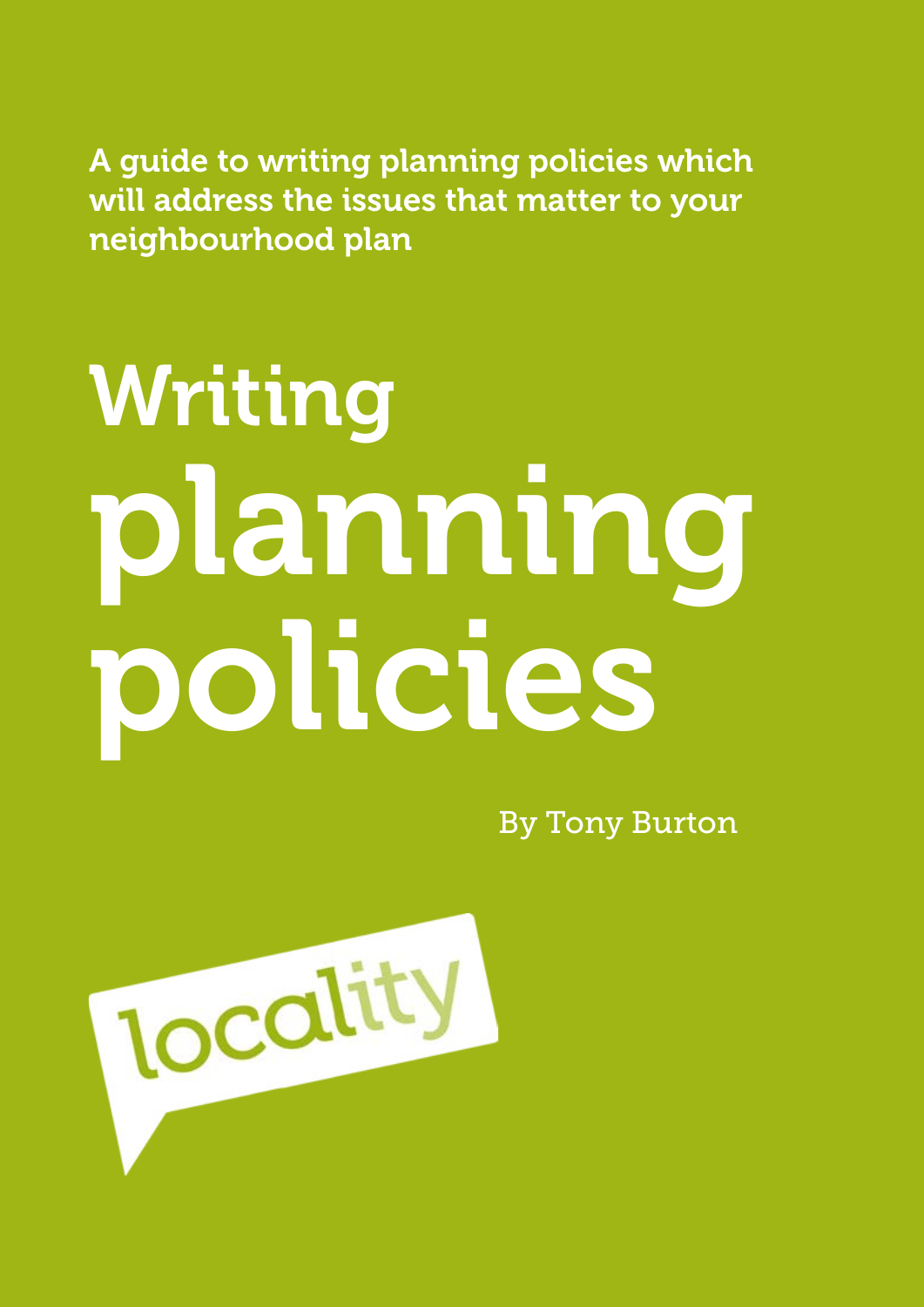A guide to writing planning policies which will address the issues that matter to your neighbourhood plan

# Writing planning policies

By Tony Burton

locality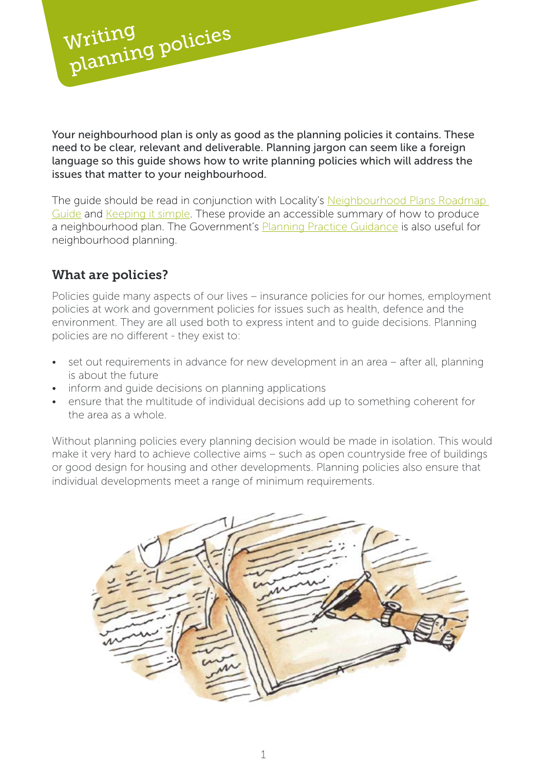# Writing planning policies

Your neighbourhood plan is only as good as the planning policies it contains. These need to be clear, relevant and deliverable. Planning jargon can seem like a foreign language so this guide shows how to write planning policies which will address the issues that matter to your neighbourhood.

The guide should be read in conjunction with Locality's Neighbourhood Plans Roadmap Guide and Keeping it simple. These provide an accessible summary of how to produce a neighbourhood plan. The Government's Planning Practice Guidance is also useful for neighbourhood planning.

## What are policies?

Policies guide many aspects of our lives – insurance policies for our homes, employment policies at work and government policies for issues such as health, defence and the environment. They are all used both to express intent and to guide decisions. Planning policies are no different - they exist to:

- set out requirements in advance for new development in an area – after all, planning is about the future
- inform and guide decisions on planning applications
- ensure that the multitude of individual decisions add up to something coherent for the area as a whole.

Without planning policies every planning decision would be made in isolation. This would make it very hard to achieve collective aims – such as open countryside free of buildings or good design for housing and other developments. Planning policies also ensure that individual developments meet a range of minimum requirements.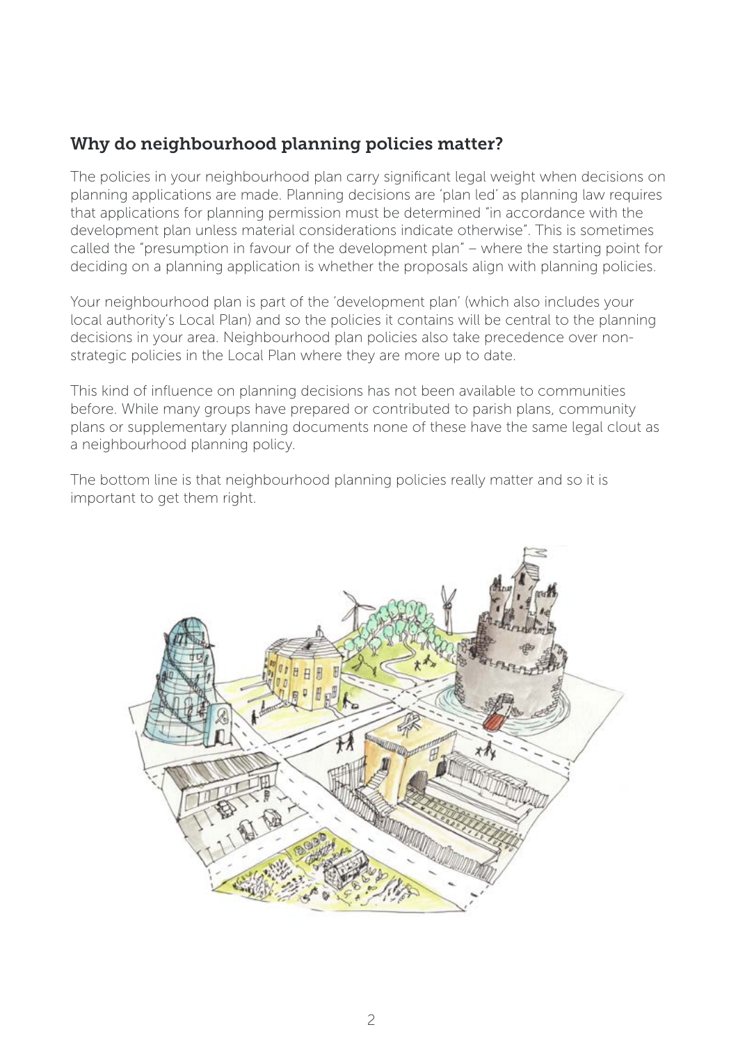## Why do neighbourhood planning policies matter?

The policies in your neighbourhood plan carry significant legal weight when decisions on planning applications are made. Planning decisions are 'plan led' as planning law requires that applications for planning permission must be determined "in accordance with the development plan unless material considerations indicate otherwise". This is sometimes called the "presumption in favour of the development plan" – where the starting point for deciding on a planning application is whether the proposals align with planning policies.

Your neighbourhood plan is part of the 'development plan' (which also includes your local authority's Local Plan) and so the policies it contains will be central to the planning decisions in your area. Neighbourhood plan policies also take precedence over non-strategic policies in the Local Plan where they are more up to date.

This kind of influence on planning decisions has not been available to communities before. While many groups have prepared or contributed to parish plans, community plans or supplementary planning documents none of these have the same legal clout as a neighbourhood planning policy.

The bottom line is that neighbourhood planning policies really matter and so it is important to get them right.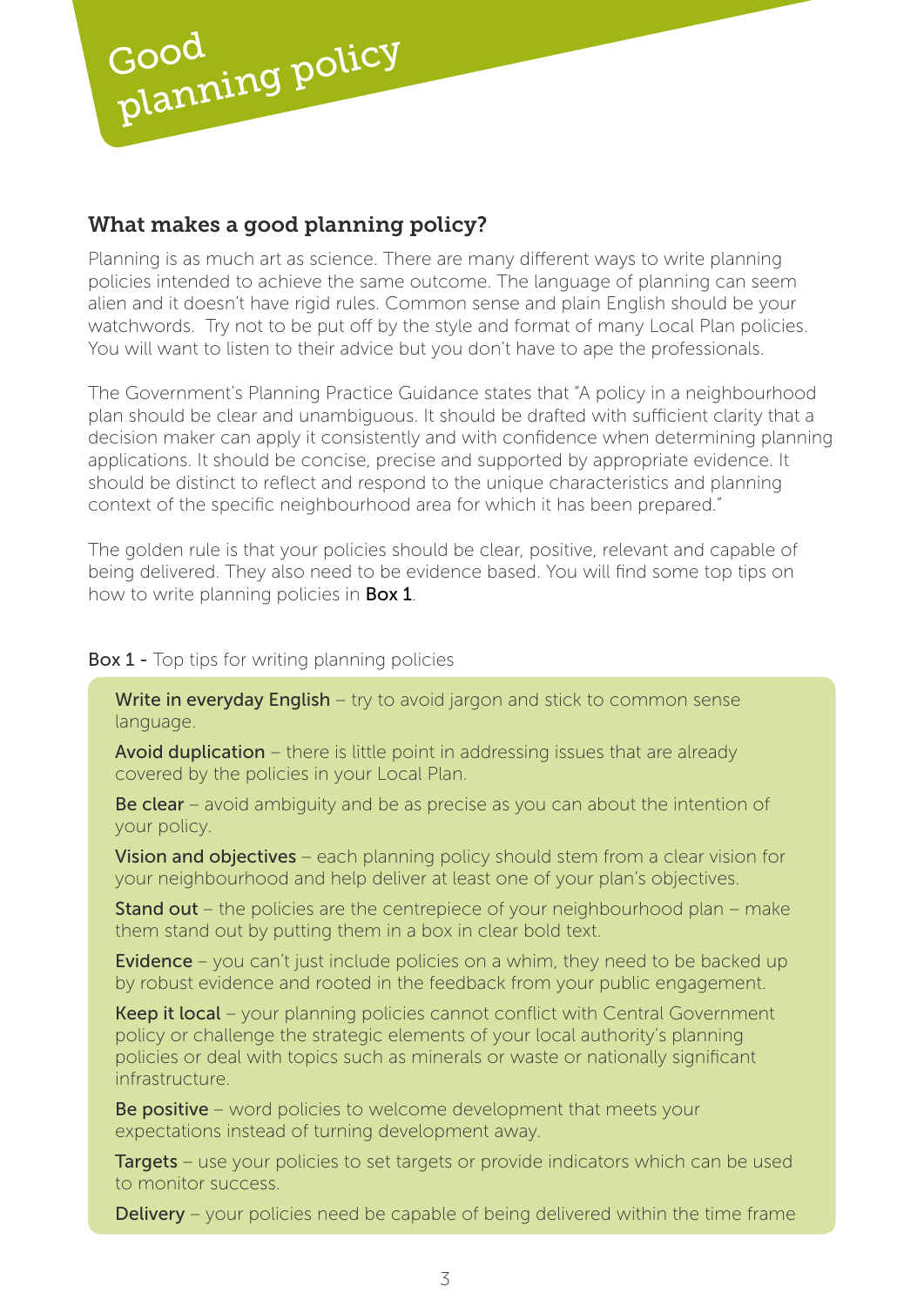# Good planning policy

## What makes a good planning policy?

Planning is as much art as science. There are many different ways to write planning policies intended to achieve the same outcome. The language of planning can seem alien and it doesn't have rigid rules. Common sense and plain English should be your watchwords. Try not to be put off by the style and format of many Local Plan policies. You will want to listen to their advice but you don't have to ape the professionals.

The Government's Planning Practice Guidance states that "A policy in a neighbourhood plan should be clear and unambiguous. It should be drafted with sufficient clarity that a decision maker can apply it consistently and with confidence when determining planning applications. It should be concise, precise and supported by appropriate evidence. It should be distinct to reflect and respond to the unique characteristics and planning context of the specific neighbourhood area for which it has been prepared."

The golden rule is that your policies should be clear, positive, relevant and capable of being delivered. They also need to be evidence based. You will find some top tips on how to write planning policies in **Box 1**.

**Box 1 -** Top tips for writing planning policies

**Write in everyday English** – try to avoid jargon and stick to common sense language.

**Avoid duplication** – there is little point in addressing issues that are already covered by the policies in your Local Plan.

**Be clear** – avoid ambiguity and be as precise as you can about the intention of your policy.

**Vision and objectives** – each planning policy should stem from a clear vision for your neighbourhood and help deliver at least one of your plan's objectives.

**Stand out** – the policies are the centrepiece of your neighbourhood plan – make them stand out by putting them in a box in clear bold text.

**Evidence** – you can't just include policies on a whim, they need to be backed up by robust evidence and rooted in the feedback from your public engagement.

**Keep it local** – your planning policies cannot conflict with Central Government policy or challenge the strategic elements of your local authority's planning policies or deal with topics such as minerals or waste or nationally significant infrastructure.

**Be positive** – word policies to welcome development that meets your expectations instead of turning development away.

**Targets** – use your policies to set targets or provide indicators which can be used to monitor success.

**Delivery** – your policies need be capable of being delivered within the time frame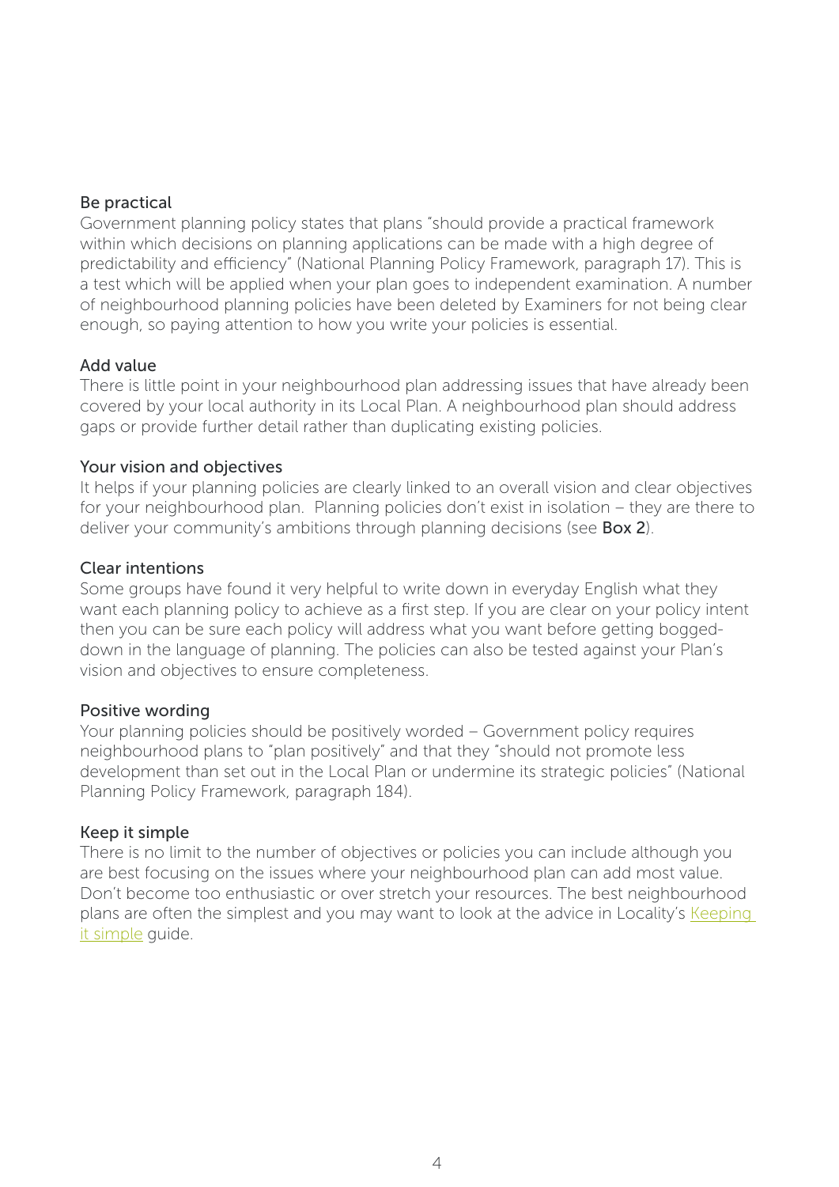### Be practical

Government planning policy states that plans "should provide a practical framework within which decisions on planning applications can be made with a high degree of predictability and efficiency" (National Planning Policy Framework, paragraph 17). This is a test which will be applied when your plan goes to independent examination. A number of neighbourhood planning policies have been deleted by Examiners for not being clear enough, so paying attention to how you write your policies is essential.

### Add value

There is little point in your neighbourhood plan addressing issues that have already been covered by your local authority in its Local Plan. A neighbourhood plan should address gaps or provide further detail rather than duplicating existing policies.

### Your vision and objectives

It helps if your planning policies are clearly linked to an overall vision and clear objectives for your neighbourhood plan. Planning policies don't exist in isolation – they are there to deliver your community's ambitions through planning decisions (see **Box 2**).

### Clear intentions

Some groups have found it very helpful to write down in everyday English what they want each planning policy to achieve as a first step. If you are clear on your policy intent then you can be sure each policy will address what you want before getting bogged-down in the language of planning. The policies can also be tested against your Plan's vision and objectives to ensure completeness.

### Positive wording

Your planning policies should be positively worded – Government policy requires neighbourhood plans to "plan positively" and that they "should not promote less development than set out in the Local Plan or undermine its strategic policies" (National Planning Policy Framework, paragraph 184).

### Keep it simple

There is no limit to the number of objectives or policies you can include although you are best focusing on the issues where your neighbourhood plan can add most value. Don't become too enthusiastic or over stretch your resources. The best neighbourhood plans are often the simplest and you may want to look at the advice in Locality's Keeping it simple guide.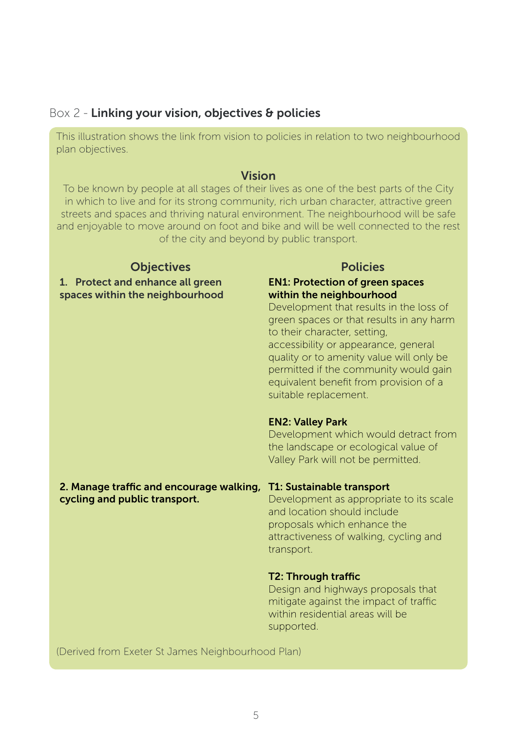Box 2 - **Linking your vision, objectives & policies**

This illustration shows the link from vision to policies in relation to two neighbourhood plan objectives.

### Vision

To be known by people at all stages of their lives as one of the best parts of the City in which to live and for its strong community, rich urban character, attractive green streets and spaces and thriving natural environment. The neighbourhood will be safe and enjoyable to move around on foot and bike and will be well connected to the rest of the city and beyond by public transport.

| Objectives | Policies |
|---|---|
| **1. Protect and enhance all green spaces within the neighbourhood** | **EN1: Protection of green spaces within the neighbourhood** Development that results in the loss of green spaces or that results in any harm to their character, setting, accessibility or appearance, general quality or to amenity value will only be permitted if the community would gain equivalent benefit from provision of a suitable replacement. |
| | **EN2: Valley Park** Development which would detract from the landscape or ecological value of Valley Park will not be permitted. |
| **2. Manage traffic and encourage walking, cycling and public transport.** | **T1: Sustainable transport** Development as appropriate to its scale and location should include proposals which enhance the attractiveness of walking, cycling and transport. |
| | **T2: Through traffic** Design and highways proposals that mitigate against the impact of traffic within residential areas will be supported. |

(Derived from Exeter St James Neighbourhood Plan)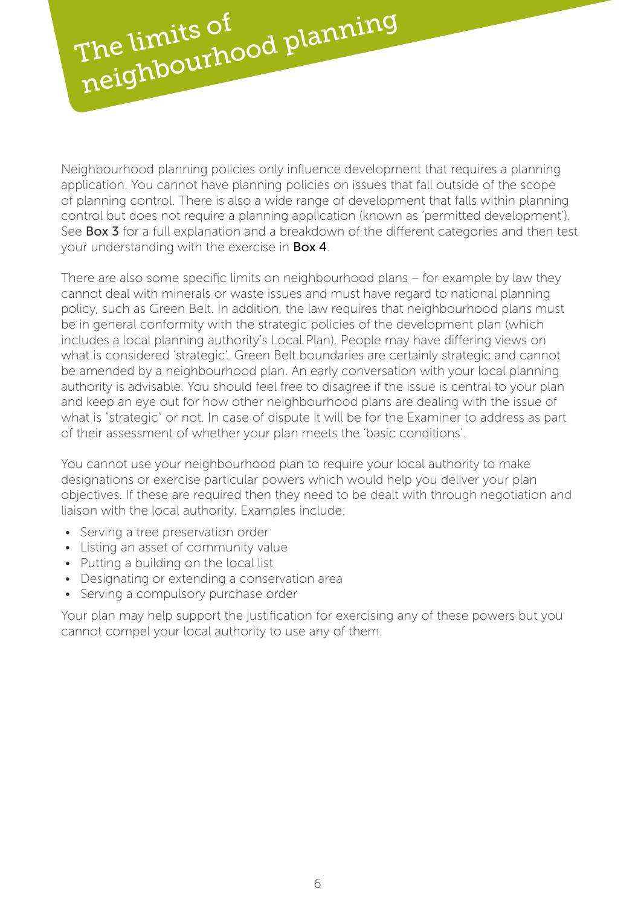# The limits of neighbourhood planning

Neighbourhood planning policies only influence development that requires a planning application. You cannot have planning policies on issues that fall outside of the scope of planning control. There is also a wide range of development that falls within planning control but does not require a planning application (known as 'permitted development'). See **Box 3** for a full explanation and a breakdown of the different categories and then test your understanding with the exercise in **Box 4**.

There are also some specific limits on neighbourhood plans – for example by law they cannot deal with minerals or waste issues and must have regard to national planning policy, such as Green Belt. In addition, the law requires that neighbourhood plans must be in general conformity with the strategic policies of the development plan (which includes a local planning authority's Local Plan). People may have differing views on what is considered 'strategic'. Green Belt boundaries are certainly strategic and cannot be amended by a neighbourhood plan. An early conversation with your local planning authority is advisable. You should feel free to disagree if the issue is central to your plan and keep an eye out for how other neighbourhood plans are dealing with the issue of what is "strategic" or not. In case of dispute it will be for the Examiner to address as part of their assessment of whether your plan meets the 'basic conditions'.

You cannot use your neighbourhood plan to require your local authority to make designations or exercise particular powers which would help you deliver your plan objectives. If these are required then they need to be dealt with through negotiation and liaison with the local authority. Examples include:

- Serving a tree preservation order
- Listing an asset of community value
- Putting a building on the local list
- Designating or extending a conservation area
- Serving a compulsory purchase order

Your plan may help support the justification for exercising any of these powers but you cannot compel your local authority to use any of them.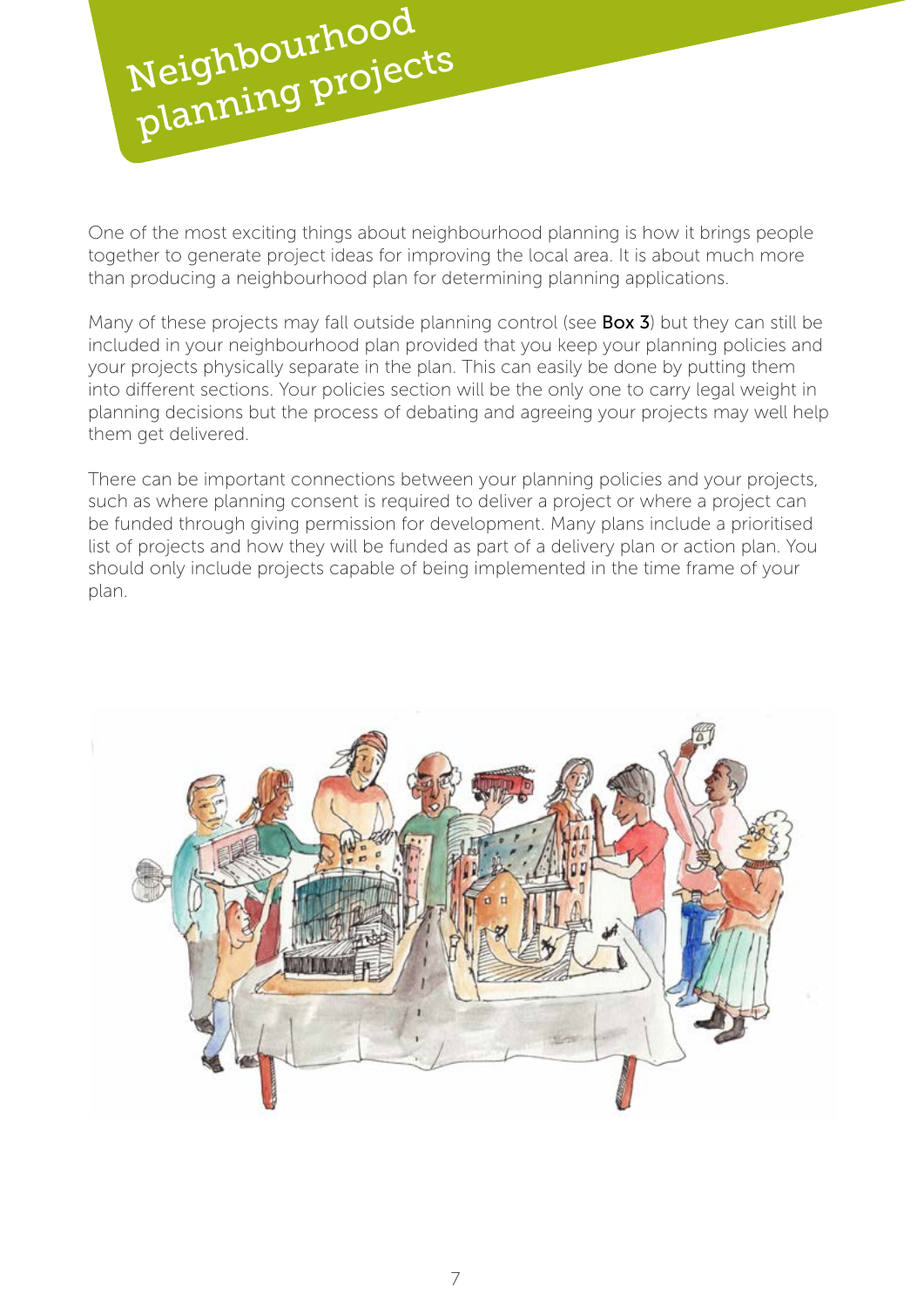# Neighbourhood planning projects

One of the most exciting things about neighbourhood planning is how it brings people together to generate project ideas for improving the local area. It is about much more than producing a neighbourhood plan for determining planning applications.

Many of these projects may fall outside planning control (see **Box 3**) but they can still be included in your neighbourhood plan provided that you keep your planning policies and your projects physically separate in the plan. This can easily be done by putting them into different sections. Your policies section will be the only one to carry legal weight in planning decisions but the process of debating and agreeing your projects may well help them get delivered.

There can be important connections between your planning policies and your projects, such as where planning consent is required to deliver a project or where a project can be funded through giving permission for development. Many plans include a prioritised list of projects and how they will be funded as part of a delivery plan or action plan. You should only include projects capable of being implemented in the time frame of your plan.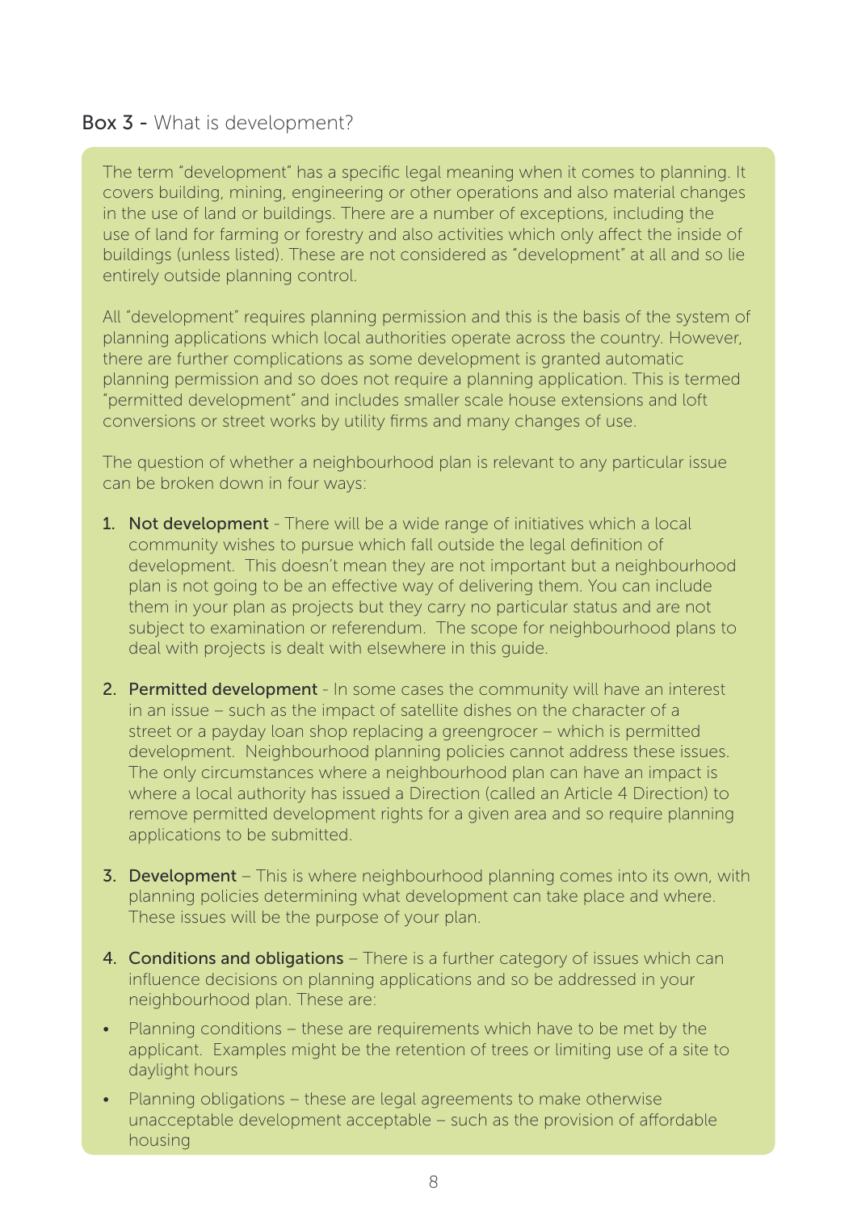### **Box 3 -** What is development?

The term "development" has a specific legal meaning when it comes to planning. It covers building, mining, engineering or other operations and also material changes in the use of land or buildings. There are a number of exceptions, including the use of land for farming or forestry and also activities which only affect the inside of buildings (unless listed). These are not considered as "development" at all and so lie entirely outside planning control.

All "development" requires planning permission and this is the basis of the system of planning applications which local authorities operate across the country. However, there are further complications as some development is granted automatic planning permission and so does not require a planning application. This is termed "permitted development" and includes smaller scale house extensions and loft conversions or street works by utility firms and many changes of use.

The question of whether a neighbourhood plan is relevant to any particular issue can be broken down in four ways:

1. **Not development** - There will be a wide range of initiatives which a local community wishes to pursue which fall outside the legal definition of development. This doesn't mean they are not important but a neighbourhood plan is not going to be an effective way of delivering them. You can include them in your plan as projects but they carry no particular status and are not subject to examination or referendum. The scope for neighbourhood plans to deal with projects is dealt with elsewhere in this guide.

2. **Permitted development** - In some cases the community will have an interest in an issue – such as the impact of satellite dishes on the character of a street or a payday loan shop replacing a greengrocer – which is permitted development. Neighbourhood planning policies cannot address these issues. The only circumstances where a neighbourhood plan can have an impact is where a local authority has issued a Direction (called an Article 4 Direction) to remove permitted development rights for a given area and so require planning applications to be submitted.

3. **Development** – This is where neighbourhood planning comes into its own, with planning policies determining what development can take place and where. These issues will be the purpose of your plan.

4. **Conditions and obligations** – There is a further category of issues which can influence decisions on planning applications and so be addressed in your neighbourhood plan. These are:

- Planning conditions – these are requirements which have to be met by the applicant. Examples might be the retention of trees or limiting use of a site to daylight hours
- Planning obligations – these are legal agreements to make otherwise unacceptable development acceptable – such as the provision of affordable housing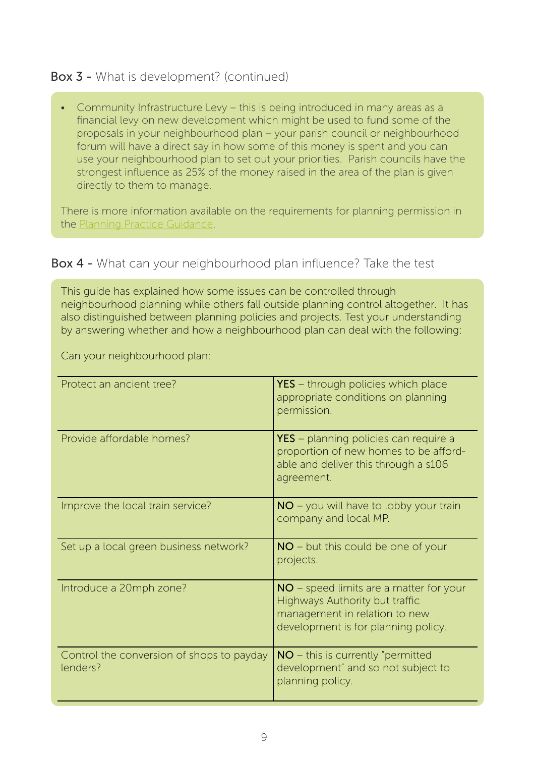**Box 3 -** What is development? (continued)

- Community Infrastructure Levy – this is being introduced in many areas as a financial levy on new development which might be used to fund some of the proposals in your neighbourhood plan – your parish council or neighbourhood forum will have a direct say in how some of this money is spent and you can use your neighbourhood plan to set out your priorities. Parish councils have the strongest influence as 25% of the money raised in the area of the plan is given directly to them to manage.

There is more information available on the requirements for planning permission in the Planning Practice Guidance.

**Box 4 -** What can your neighbourhood plan influence? Take the test

This guide has explained how some issues can be controlled through neighbourhood planning while others fall outside planning control altogether. It has also distinguished between planning policies and projects. Test your understanding by answering whether and how a neighbourhood plan can deal with the following:

Can your neighbourhood plan:

| | |
|---|---|
| Protect an ancient tree? | **YES** – through policies which place appropriate conditions on planning permission. |
| Provide affordable homes? | **YES** – planning policies can require a proportion of new homes to be affordable and deliver this through a s106 agreement. |
| Improve the local train service? | **NO** – you will have to lobby your train company and local MP. |
| Set up a local green business network? | **NO** – but this could be one of your projects. |
| Introduce a 20mph zone? | **NO** – speed limits are a matter for your Highways Authority but traffic management in relation to new development is for planning policy. |
| Control the conversion of shops to payday lenders? | **NO** – this is currently "permitted development" and so not subject to planning policy. |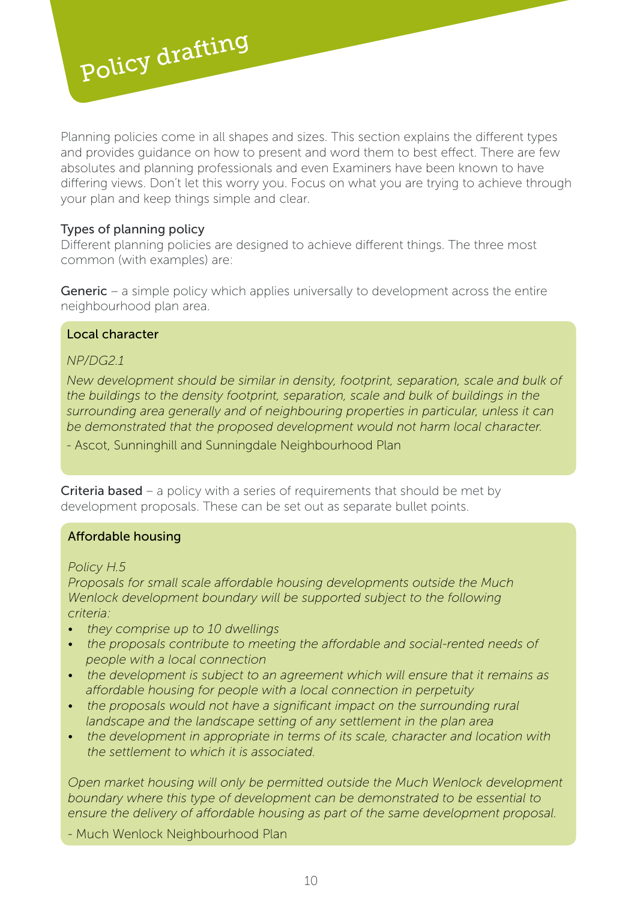# Policy drafting

Planning policies come in all shapes and sizes. This section explains the different types and provides guidance on how to present and word them to best effect. There are few absolutes and planning professionals and even Examiners have been known to have differing views. Don't let this worry you. Focus on what you are trying to achieve through your plan and keep things simple and clear.

## Types of planning policy

Different planning policies are designed to achieve different things. The three most common (with examples) are:

**Generic** – a simple policy which applies universally to development across the entire neighbourhood plan area.

> **Local character**
>
> *NP/DG2.1*
>
> *New development should be similar in density, footprint, separation, scale and bulk of the buildings to the density footprint, separation, scale and bulk of buildings in the surrounding area generally and of neighbouring properties in particular, unless it can be demonstrated that the proposed development would not harm local character.*
>
> - Ascot, Sunninghill and Sunningdale Neighbourhood Plan

**Criteria based** – a policy with a series of requirements that should be met by development proposals. These can be set out as separate bullet points.

> **Affordable housing**
>
> *Policy H.5*
>
> *Proposals for small scale affordable housing developments outside the Much Wenlock development boundary will be supported subject to the following criteria:*
>
> - *they comprise up to 10 dwellings*
> - *the proposals contribute to meeting the affordable and social-rented needs of people with a local connection*
> - *the development is subject to an agreement which will ensure that it remains as affordable housing for people with a local connection in perpetuity*
> - *the proposals would not have a significant impact on the surrounding rural landscape and the landscape setting of any settlement in the plan area*
> - *the development in appropriate in terms of its scale, character and location with the settlement to which it is associated.*
>
> *Open market housing will only be permitted outside the Much Wenlock development boundary where this type of development can be demonstrated to be essential to ensure the delivery of affordable housing as part of the same development proposal.*
>
> - Much Wenlock Neighbourhood Plan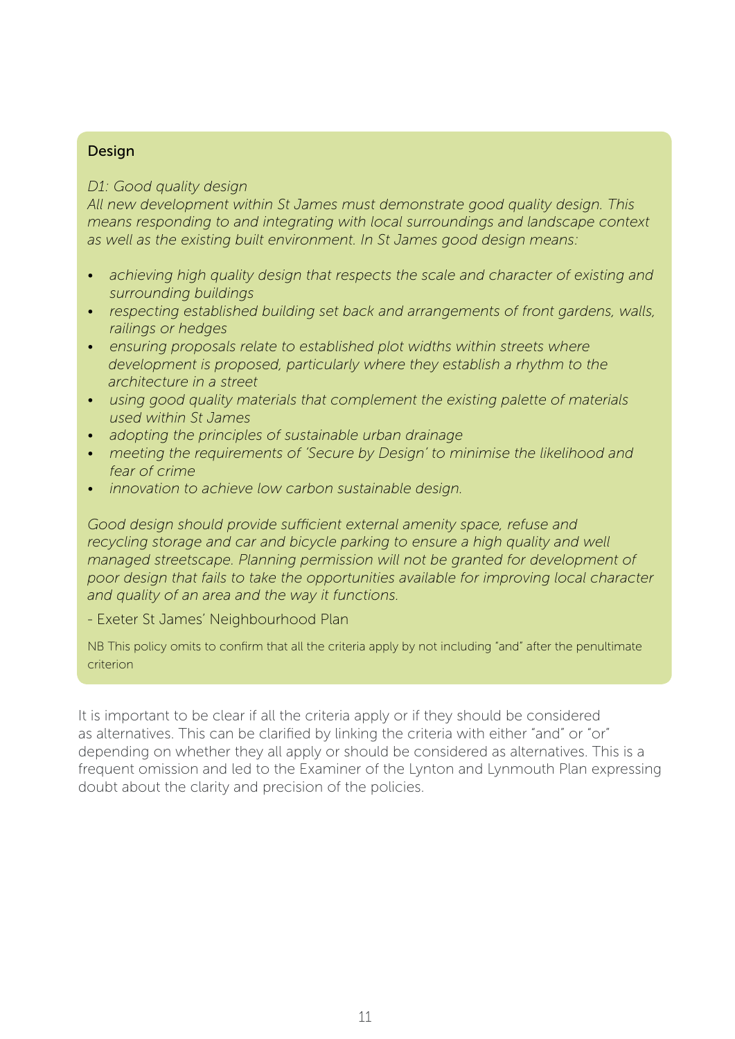### Design

*D1: Good quality design*

*All new development within St James must demonstrate good quality design. This means responding to and integrating with local surroundings and landscape context as well as the existing built environment. In St James good design means:*

- *achieving high quality design that respects the scale and character of existing and surrounding buildings*
- *respecting established building set back and arrangements of front gardens, walls, railings or hedges*
- *ensuring proposals relate to established plot widths within streets where development is proposed, particularly where they establish a rhythm to the architecture in a street*
- *using good quality materials that complement the existing palette of materials used within St James*
- *adopting the principles of sustainable urban drainage*
- *meeting the requirements of 'Secure by Design' to minimise the likelihood and fear of crime*
- *innovation to achieve low carbon sustainable design.*

*Good design should provide sufficient external amenity space, refuse and recycling storage and car and bicycle parking to ensure a high quality and well managed streetscape. Planning permission will not be granted for development of poor design that fails to take the opportunities available for improving local character and quality of an area and the way it functions.*

- Exeter St James' Neighbourhood Plan

NB This policy omits to confirm that all the criteria apply by not including "and" after the penultimate criterion

It is important to be clear if all the criteria apply or if they should be considered as alternatives. This can be clarified by linking the criteria with either "and" or "or" depending on whether they all apply or should be considered as alternatives. This is a frequent omission and led to the Examiner of the Lynton and Lynmouth Plan expressing doubt about the clarity and precision of the policies.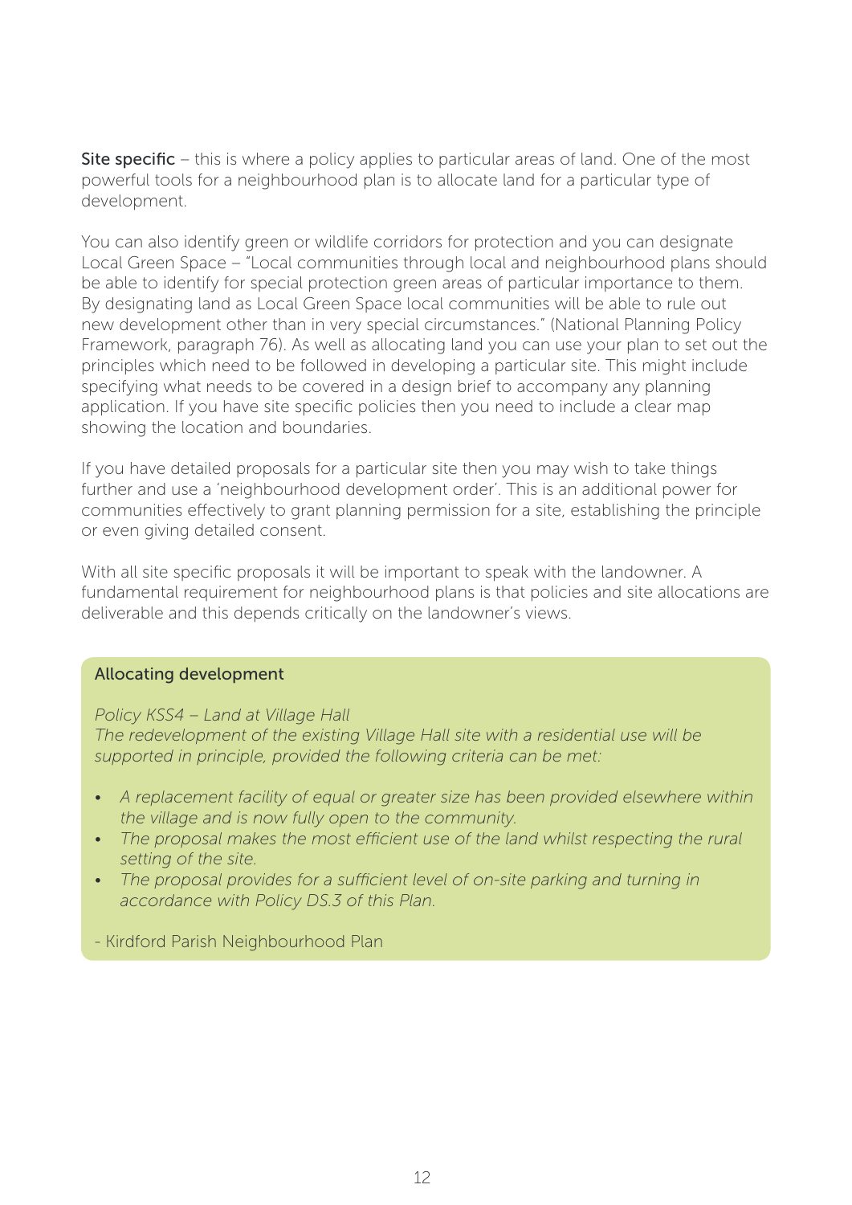**Site specific** – this is where a policy applies to particular areas of land. One of the most powerful tools for a neighbourhood plan is to allocate land for a particular type of development.

You can also identify green or wildlife corridors for protection and you can designate Local Green Space – "Local communities through local and neighbourhood plans should be able to identify for special protection green areas of particular importance to them. By designating land as Local Green Space local communities will be able to rule out new development other than in very special circumstances." (National Planning Policy Framework, paragraph 76). As well as allocating land you can use your plan to set out the principles which need to be followed in developing a particular site. This might include specifying what needs to be covered in a design brief to accompany any planning application. If you have site specific policies then you need to include a clear map showing the location and boundaries.

If you have detailed proposals for a particular site then you may wish to take things further and use a 'neighbourhood development order'. This is an additional power for communities effectively to grant planning permission for a site, establishing the principle or even giving detailed consent.

With all site specific proposals it will be important to speak with the landowner. A fundamental requirement for neighbourhood plans is that policies and site allocations are deliverable and this depends critically on the landowner's views.

**Allocating development**

*Policy KSS4 – Land at Village Hall*
*The redevelopment of the existing Village Hall site with a residential use will be supported in principle, provided the following criteria can be met:*

- *A replacement facility of equal or greater size has been provided elsewhere within the village and is now fully open to the community.*
- *The proposal makes the most efficient use of the land whilst respecting the rural setting of the site.*
- *The proposal provides for a sufficient level of on-site parking and turning in accordance with Policy DS.3 of this Plan.*

- Kirdford Parish Neighbourhood Plan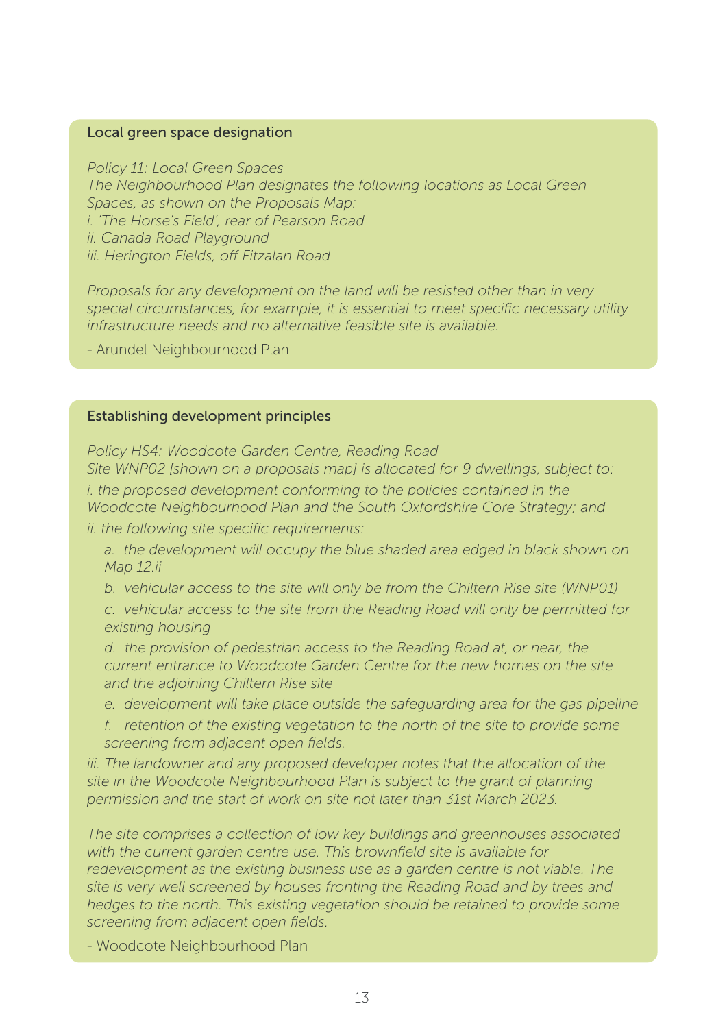### Local green space designation

*Policy 11: Local Green Spaces*
*The Neighbourhood Plan designates the following locations as Local Green Spaces, as shown on the Proposals Map:*
*i. 'The Horse's Field', rear of Pearson Road*
*ii. Canada Road Playground*
*iii. Herington Fields, off Fitzalan Road*

*Proposals for any development on the land will be resisted other than in very special circumstances, for example, it is essential to meet specific necessary utility infrastructure needs and no alternative feasible site is available.*

- Arundel Neighbourhood Plan

### Establishing development principles

*Policy HS4: Woodcote Garden Centre, Reading Road*
*Site WNP02 [shown on a proposals map] is allocated for 9 dwellings, subject to:*

*i. the proposed development conforming to the policies contained in the Woodcote Neighbourhood Plan and the South Oxfordshire Core Strategy; and*

*ii. the following site specific requirements:*

*a. the development will occupy the blue shaded area edged in black shown on Map 12.ii*

*b. vehicular access to the site will only be from the Chiltern Rise site (WNP01)*

*c. vehicular access to the site from the Reading Road will only be permitted for existing housing*

*d. the provision of pedestrian access to the Reading Road at, or near, the current entrance to Woodcote Garden Centre for the new homes on the site and the adjoining Chiltern Rise site*

*e. development will take place outside the safeguarding area for the gas pipeline*

*f. retention of the existing vegetation to the north of the site to provide some screening from adjacent open fields.*

*iii. The landowner and any proposed developer notes that the allocation of the site in the Woodcote Neighbourhood Plan is subject to the grant of planning permission and the start of work on site not later than 31st March 2023.*

*The site comprises a collection of low key buildings and greenhouses associated with the current garden centre use. This brownfield site is available for redevelopment as the existing business use as a garden centre is not viable. The site is very well screened by houses fronting the Reading Road and by trees and hedges to the north. This existing vegetation should be retained to provide some screening from adjacent open fields.*

- Woodcote Neighbourhood Plan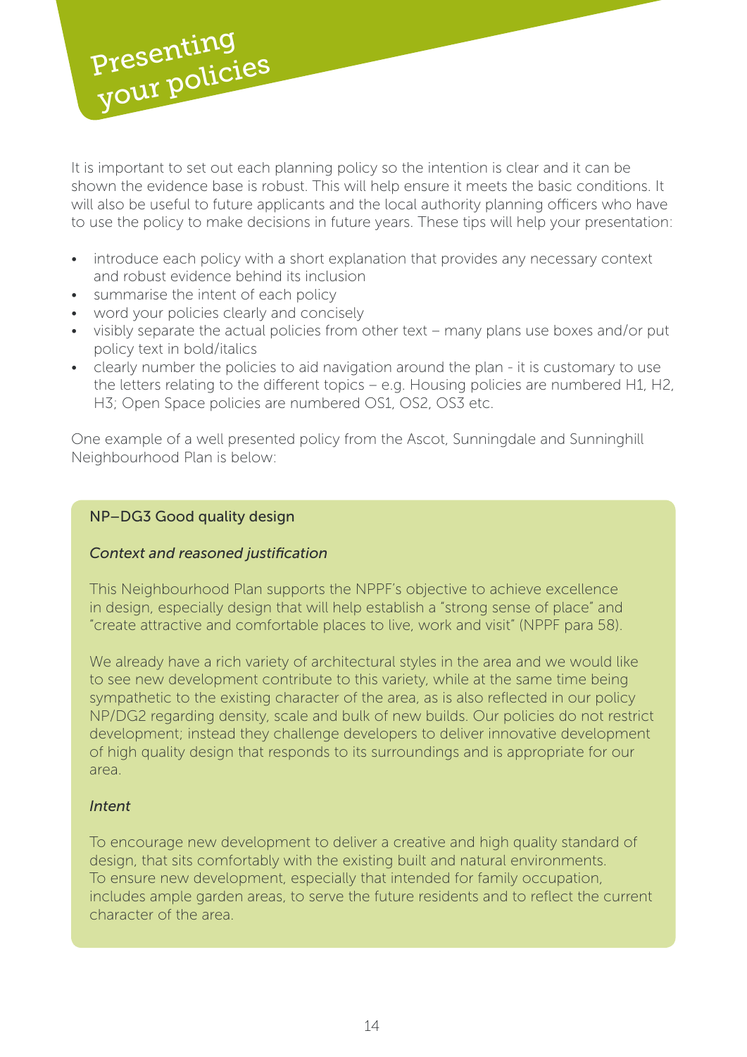# Presenting your policies

It is important to set out each planning policy so the intention is clear and it can be shown the evidence base is robust. This will help ensure it meets the basic conditions. It will also be useful to future applicants and the local authority planning officers who have to use the policy to make decisions in future years. These tips will help your presentation:

- introduce each policy with a short explanation that provides any necessary context and robust evidence behind its inclusion
- summarise the intent of each policy
- word your policies clearly and concisely
- visibly separate the actual policies from other text – many plans use boxes and/or put policy text in bold/italics
- clearly number the policies to aid navigation around the plan - it is customary to use the letters relating to the different topics – e.g. Housing policies are numbered H1, H2, H3; Open Space policies are numbered OS1, OS2, OS3 etc.

One example of a well presented policy from the Ascot, Sunningdale and Sunninghill Neighbourhood Plan is below:

> NP–DG3 Good quality design
>
> *Context and reasoned justification*
>
> This Neighbourhood Plan supports the NPPF's objective to achieve excellence in design, especially design that will help establish a "strong sense of place" and "create attractive and comfortable places to live, work and visit" (NPPF para 58).
>
> We already have a rich variety of architectural styles in the area and we would like to see new development contribute to this variety, while at the same time being sympathetic to the existing character of the area, as is also reflected in our policy NP/DG2 regarding density, scale and bulk of new builds. Our policies do not restrict development; instead they challenge developers to deliver innovative development of high quality design that responds to its surroundings and is appropriate for our area.
>
> *Intent*
>
> To encourage new development to deliver a creative and high quality standard of design, that sits comfortably with the existing built and natural environments.
> To ensure new development, especially that intended for family occupation, includes ample garden areas, to serve the future residents and to reflect the current character of the area.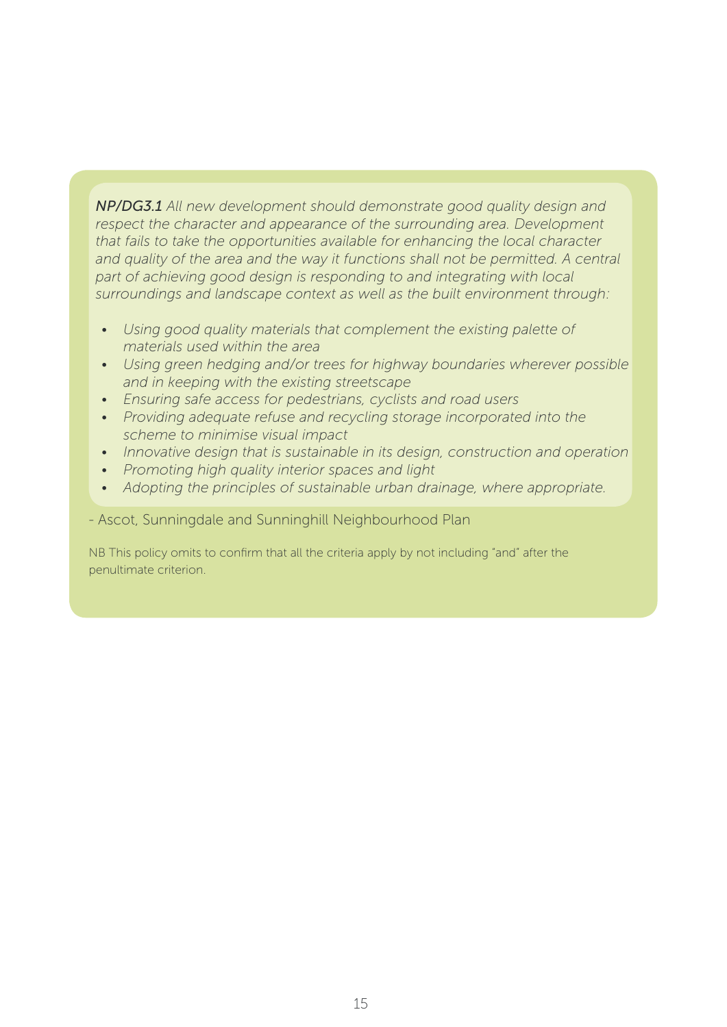***NP/DG3.1*** *All new development should demonstrate good quality design and respect the character and appearance of the surrounding area. Development that fails to take the opportunities available for enhancing the local character and quality of the area and the way it functions shall not be permitted. A central part of achieving good design is responding to and integrating with local surroundings and landscape context as well as the built environment through:*

- *Using good quality materials that complement the existing palette of materials used within the area*
- *Using green hedging and/or trees for highway boundaries wherever possible and in keeping with the existing streetscape*
- *Ensuring safe access for pedestrians, cyclists and road users*
- *Providing adequate refuse and recycling storage incorporated into the scheme to minimise visual impact*
- *Innovative design that is sustainable in its design, construction and operation*
- *Promoting high quality interior spaces and light*
- *Adopting the principles of sustainable urban drainage, where appropriate.*

- Ascot, Sunningdale and Sunninghill Neighbourhood Plan

NB This policy omits to confirm that all the criteria apply by not including "and" after the penultimate criterion.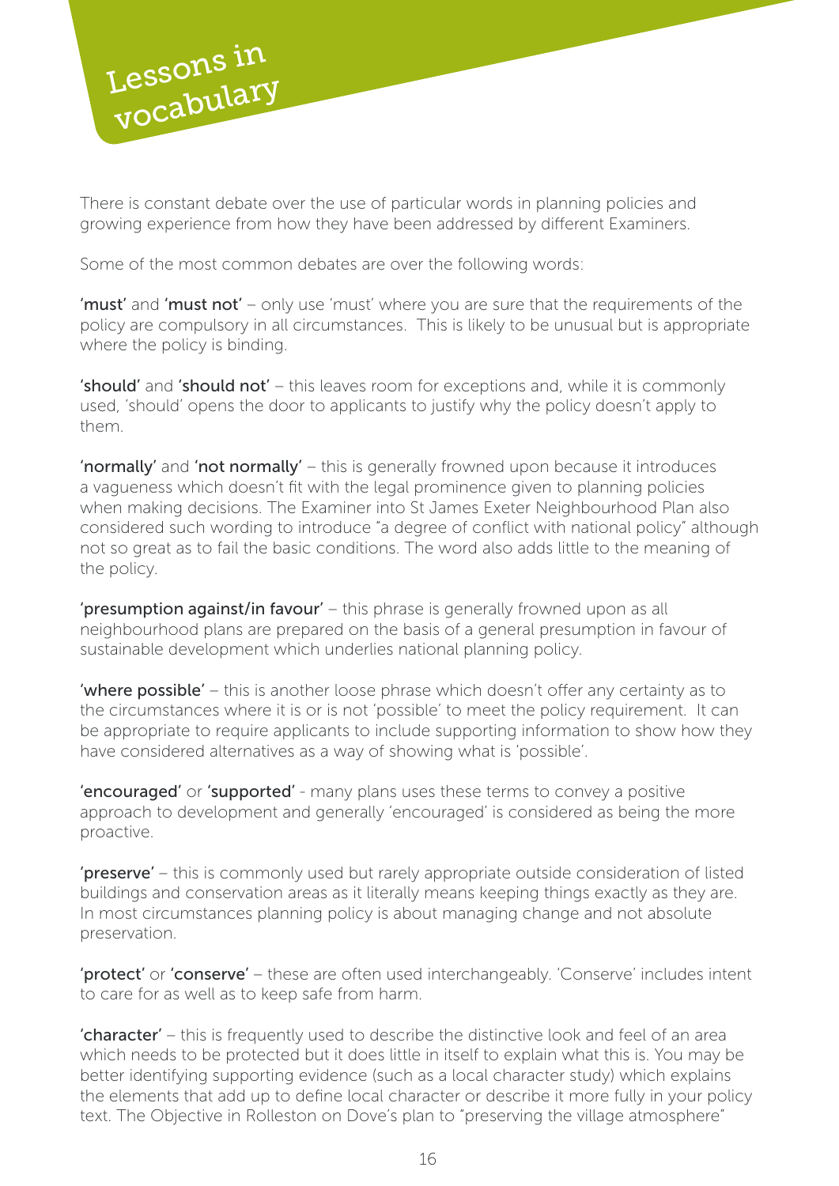# Lessons in vocabulary

There is constant debate over the use of particular words in planning policies and growing experience from how they have been addressed by different Examiners.

Some of the most common debates are over the following words:

**'must'** and **'must not'** – only use 'must' where you are sure that the requirements of the policy are compulsory in all circumstances. This is likely to be unusual but is appropriate where the policy is binding.

**'should'** and **'should not'** – this leaves room for exceptions and, while it is commonly used, 'should' opens the door to applicants to justify why the policy doesn't apply to them.

**'normally'** and **'not normally'** – this is generally frowned upon because it introduces a vagueness which doesn't fit with the legal prominence given to planning policies when making decisions. The Examiner into St James Exeter Neighbourhood Plan also considered such wording to introduce "a degree of conflict with national policy" although not so great as to fail the basic conditions. The word also adds little to the meaning of the policy.

**'presumption against/in favour'** – this phrase is generally frowned upon as all neighbourhood plans are prepared on the basis of a general presumption in favour of sustainable development which underlies national planning policy.

**'where possible'** – this is another loose phrase which doesn't offer any certainty as to the circumstances where it is or is not 'possible' to meet the policy requirement. It can be appropriate to require applicants to include supporting information to show how they have considered alternatives as a way of showing what is 'possible'.

**'encouraged'** or **'supported'** - many plans uses these terms to convey a positive approach to development and generally 'encouraged' is considered as being the more proactive.

**'preserve'** – this is commonly used but rarely appropriate outside consideration of listed buildings and conservation areas as it literally means keeping things exactly as they are. In most circumstances planning policy is about managing change and not absolute preservation.

**'protect'** or **'conserve'** – these are often used interchangeably. 'Conserve' includes intent to care for as well as to keep safe from harm.

**'character'** – this is frequently used to describe the distinctive look and feel of an area which needs to be protected but it does little in itself to explain what this is. You may be better identifying supporting evidence (such as a local character study) which explains the elements that add up to define local character or describe it more fully in your policy text. The Objective in Rolleston on Dove's plan to "preserving the village atmosphere"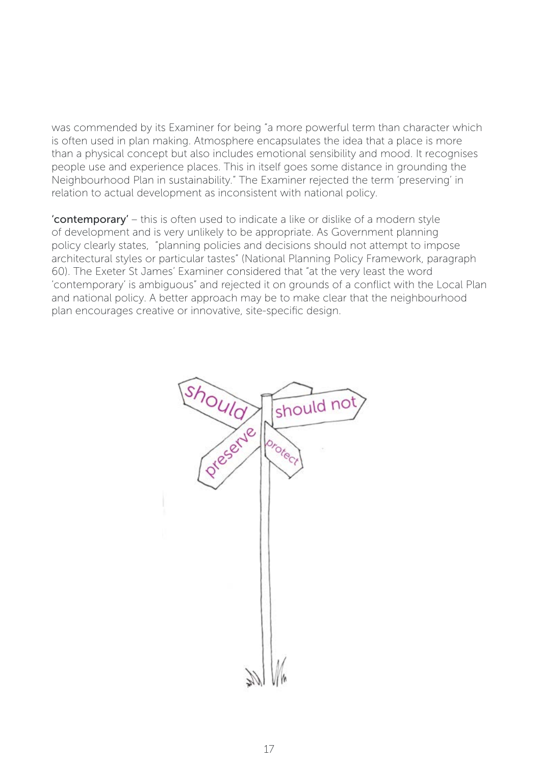was commended by its Examiner for being "a more powerful term than character which is often used in plan making. Atmosphere encapsulates the idea that a place is more than a physical concept but also includes emotional sensibility and mood. It recognises people use and experience places. This in itself goes some distance in grounding the Neighbourhood Plan in sustainability." The Examiner rejected the term 'preserving' in relation to actual development as inconsistent with national policy.

**'contemporary'** – this is often used to indicate a like or dislike of a modern style of development and is very unlikely to be appropriate. As Government planning policy clearly states, "planning policies and decisions should not attempt to impose architectural styles or particular tastes" (National Planning Policy Framework, paragraph 60). The Exeter St James' Examiner considered that "at the very least the word 'contemporary' is ambiguous" and rejected it on grounds of a conflict with the Local Plan and national policy. A better approach may be to make clear that the neighbourhood plan encourages creative or innovative, site-specific design.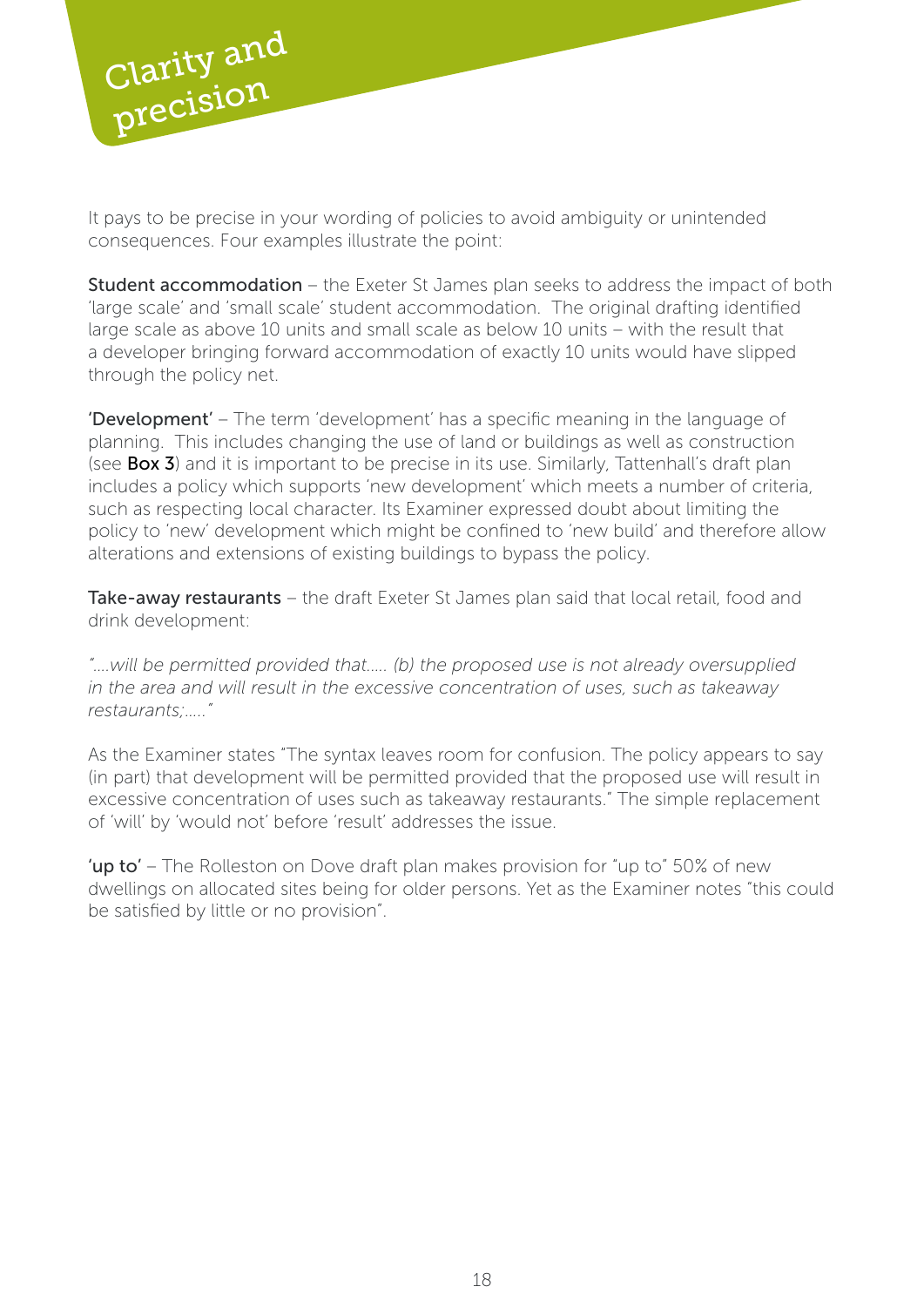# Clarity and precision

It pays to be precise in your wording of policies to avoid ambiguity or unintended consequences. Four examples illustrate the point:

**Student accommodation** – the Exeter St James plan seeks to address the impact of both 'large scale' and 'small scale' student accommodation. The original drafting identified large scale as above 10 units and small scale as below 10 units – with the result that a developer bringing forward accommodation of exactly 10 units would have slipped through the policy net.

**'Development'** – The term 'development' has a specific meaning in the language of planning. This includes changing the use of land or buildings as well as construction (see **Box 3**) and it is important to be precise in its use. Similarly, Tattenhall's draft plan includes a policy which supports 'new development' which meets a number of criteria, such as respecting local character. Its Examiner expressed doubt about limiting the policy to 'new' development which might be confined to 'new build' and therefore allow alterations and extensions of existing buildings to bypass the policy.

**Take-away restaurants** – the draft Exeter St James plan said that local retail, food and drink development:

*"....will be permitted provided that..... (b) the proposed use is not already oversupplied in the area and will result in the excessive concentration of uses, such as takeaway restaurants;....."*

As the Examiner states "The syntax leaves room for confusion. The policy appears to say (in part) that development will be permitted provided that the proposed use will result in excessive concentration of uses such as takeaway restaurants." The simple replacement of 'will' by 'would not' before 'result' addresses the issue.

**'up to'** – The Rolleston on Dove draft plan makes provision for "up to" 50% of new dwellings on allocated sites being for older persons. Yet as the Examiner notes "this could be satisfied by little or no provision".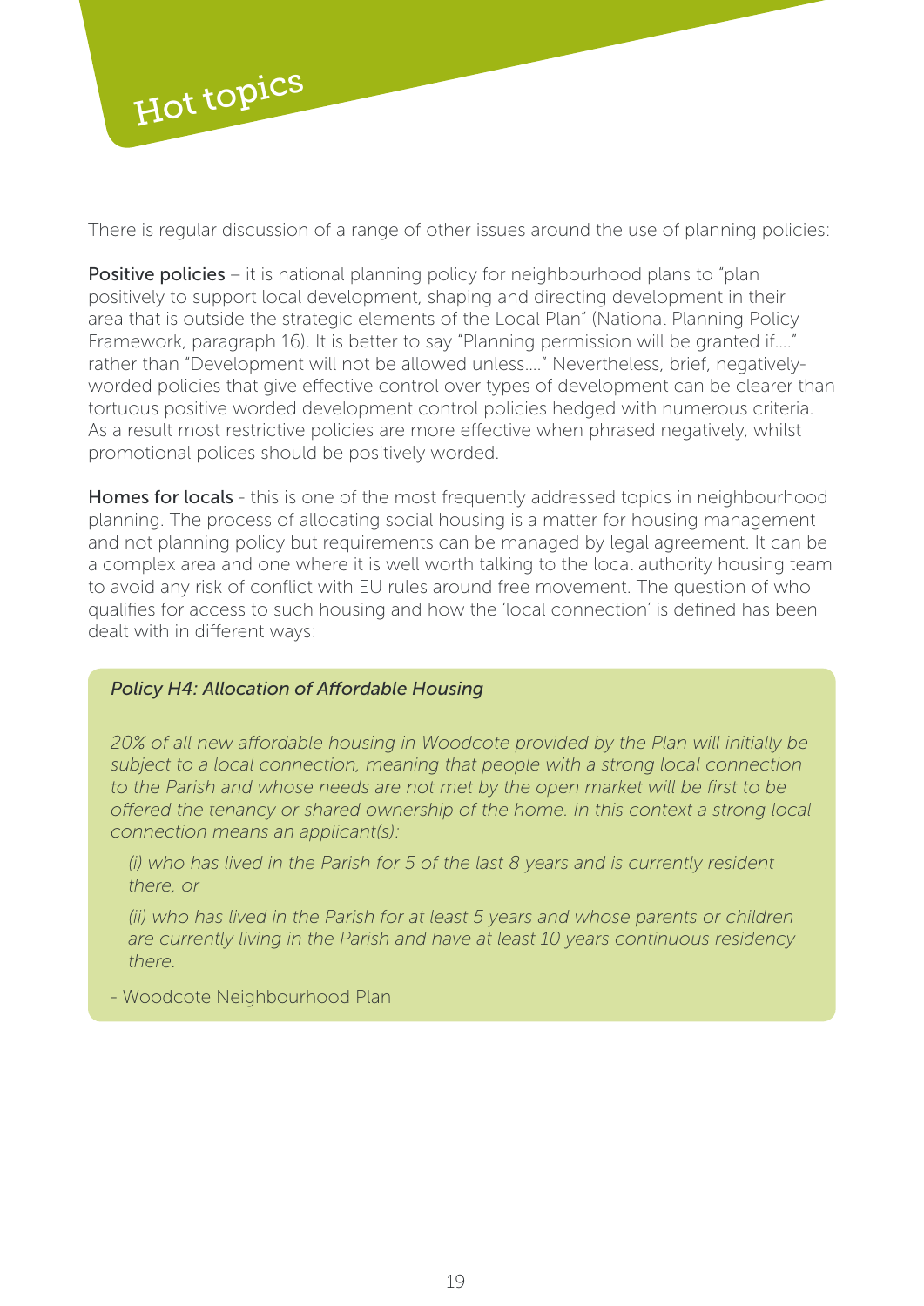# Hot topics

There is regular discussion of a range of other issues around the use of planning policies:

**Positive policies** – it is national planning policy for neighbourhood plans to "plan positively to support local development, shaping and directing development in their area that is outside the strategic elements of the Local Plan" (National Planning Policy Framework, paragraph 16). It is better to say "Planning permission will be granted if…." rather than "Development will not be allowed unless…." Nevertheless, brief, negatively-worded policies that give effective control over types of development can be clearer than tortuous positive worded development control policies hedged with numerous criteria. As a result most restrictive policies are more effective when phrased negatively, whilst promotional polices should be positively worded.

**Homes for locals** - this is one of the most frequently addressed topics in neighbourhood planning. The process of allocating social housing is a matter for housing management and not planning policy but requirements can be managed by legal agreement. It can be a complex area and one where it is well worth talking to the local authority housing team to avoid any risk of conflict with EU rules around free movement. The question of who qualifies for access to such housing and how the 'local connection' is defined has been dealt with in different ways:

> *Policy H4: Allocation of Affordable Housing*
>
> *20% of all new affordable housing in Woodcote provided by the Plan will initially be subject to a local connection, meaning that people with a strong local connection to the Parish and whose needs are not met by the open market will be first to be offered the tenancy or shared ownership of the home. In this context a strong local connection means an applicant(s):*
>
> *(i) who has lived in the Parish for 5 of the last 8 years and is currently resident there, or*
>
> *(ii) who has lived in the Parish for at least 5 years and whose parents or children are currently living in the Parish and have at least 10 years continuous residency there.*
>
> \- Woodcote Neighbourhood Plan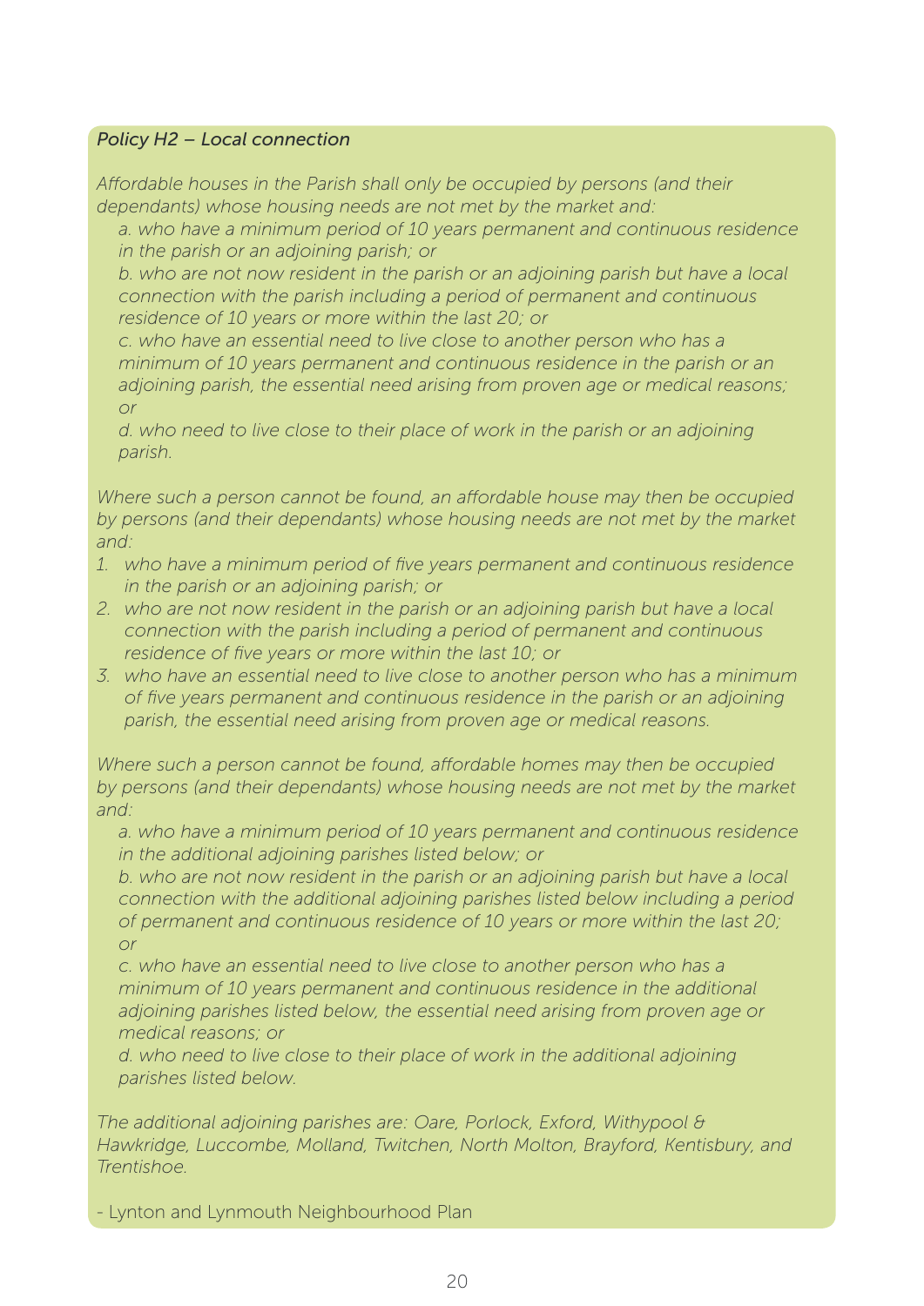*Policy H2 – Local connection*

*Affordable houses in the Parish shall only be occupied by persons (and their dependants) whose housing needs are not met by the market and:*

*a. who have a minimum period of 10 years permanent and continuous residence in the parish or an adjoining parish; or*

*b. who are not now resident in the parish or an adjoining parish but have a local connection with the parish including a period of permanent and continuous residence of 10 years or more within the last 20; or*

*c. who have an essential need to live close to another person who has a minimum of 10 years permanent and continuous residence in the parish or an adjoining parish, the essential need arising from proven age or medical reasons; or*

*d. who need to live close to their place of work in the parish or an adjoining parish.*

*Where such a person cannot be found, an affordable house may then be occupied by persons (and their dependants) whose housing needs are not met by the market and:*

1. *who have a minimum period of five years permanent and continuous residence in the parish or an adjoining parish; or*
2. *who are not now resident in the parish or an adjoining parish but have a local connection with the parish including a period of permanent and continuous residence of five years or more within the last 10; or*
3. *who have an essential need to live close to another person who has a minimum of five years permanent and continuous residence in the parish or an adjoining parish, the essential need arising from proven age or medical reasons.*

*Where such a person cannot be found, affordable homes may then be occupied by persons (and their dependants) whose housing needs are not met by the market and:*

*a. who have a minimum period of 10 years permanent and continuous residence in the additional adjoining parishes listed below; or*

*b. who are not now resident in the parish or an adjoining parish but have a local connection with the additional adjoining parishes listed below including a period of permanent and continuous residence of 10 years or more within the last 20; or*

*c. who have an essential need to live close to another person who has a minimum of 10 years permanent and continuous residence in the additional adjoining parishes listed below, the essential need arising from proven age or medical reasons; or*

*d. who need to live close to their place of work in the additional adjoining parishes listed below.*

*The additional adjoining parishes are: Oare, Porlock, Exford, Withypool & Hawkridge, Luccombe, Molland, Twitchen, North Molton, Brayford, Kentisbury, and Trentishoe.*

- Lynton and Lynmouth Neighbourhood Plan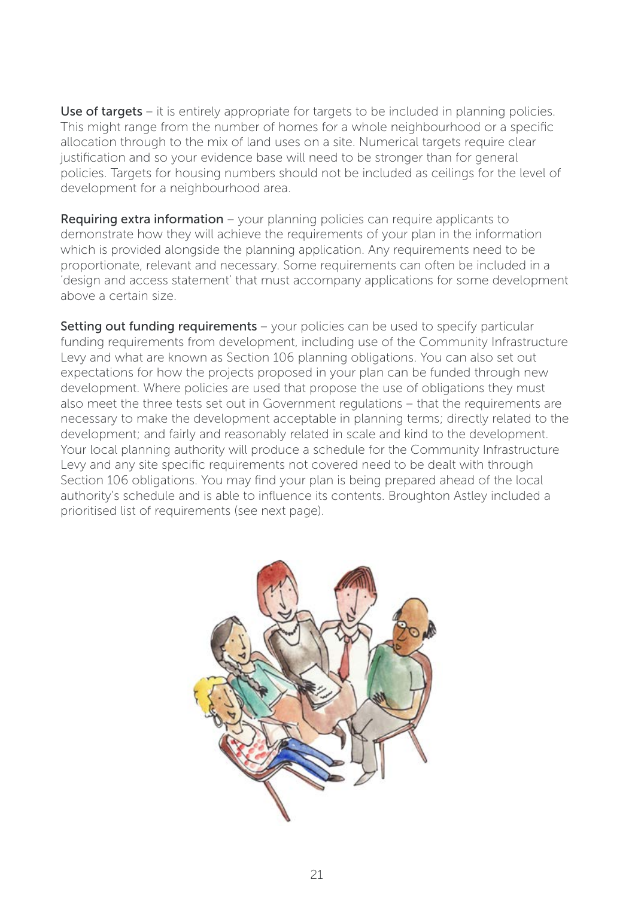**Use of targets** – it is entirely appropriate for targets to be included in planning policies. This might range from the number of homes for a whole neighbourhood or a specific allocation through to the mix of land uses on a site. Numerical targets require clear justification and so your evidence base will need to be stronger than for general policies. Targets for housing numbers should not be included as ceilings for the level of development for a neighbourhood area.

**Requiring extra information** – your planning policies can require applicants to demonstrate how they will achieve the requirements of your plan in the information which is provided alongside the planning application. Any requirements need to be proportionate, relevant and necessary. Some requirements can often be included in a 'design and access statement' that must accompany applications for some development above a certain size.

**Setting out funding requirements** – your policies can be used to specify particular funding requirements from development, including use of the Community Infrastructure Levy and what are known as Section 106 planning obligations. You can also set out expectations for how the projects proposed in your plan can be funded through new development. Where policies are used that propose the use of obligations they must also meet the three tests set out in Government regulations – that the requirements are necessary to make the development acceptable in planning terms; directly related to the development; and fairly and reasonably related in scale and kind to the development. Your local planning authority will produce a schedule for the Community Infrastructure Levy and any site specific requirements not covered need to be dealt with through Section 106 obligations. You may find your plan is being prepared ahead of the local authority's schedule and is able to influence its contents. Broughton Astley included a prioritised list of requirements (see next page).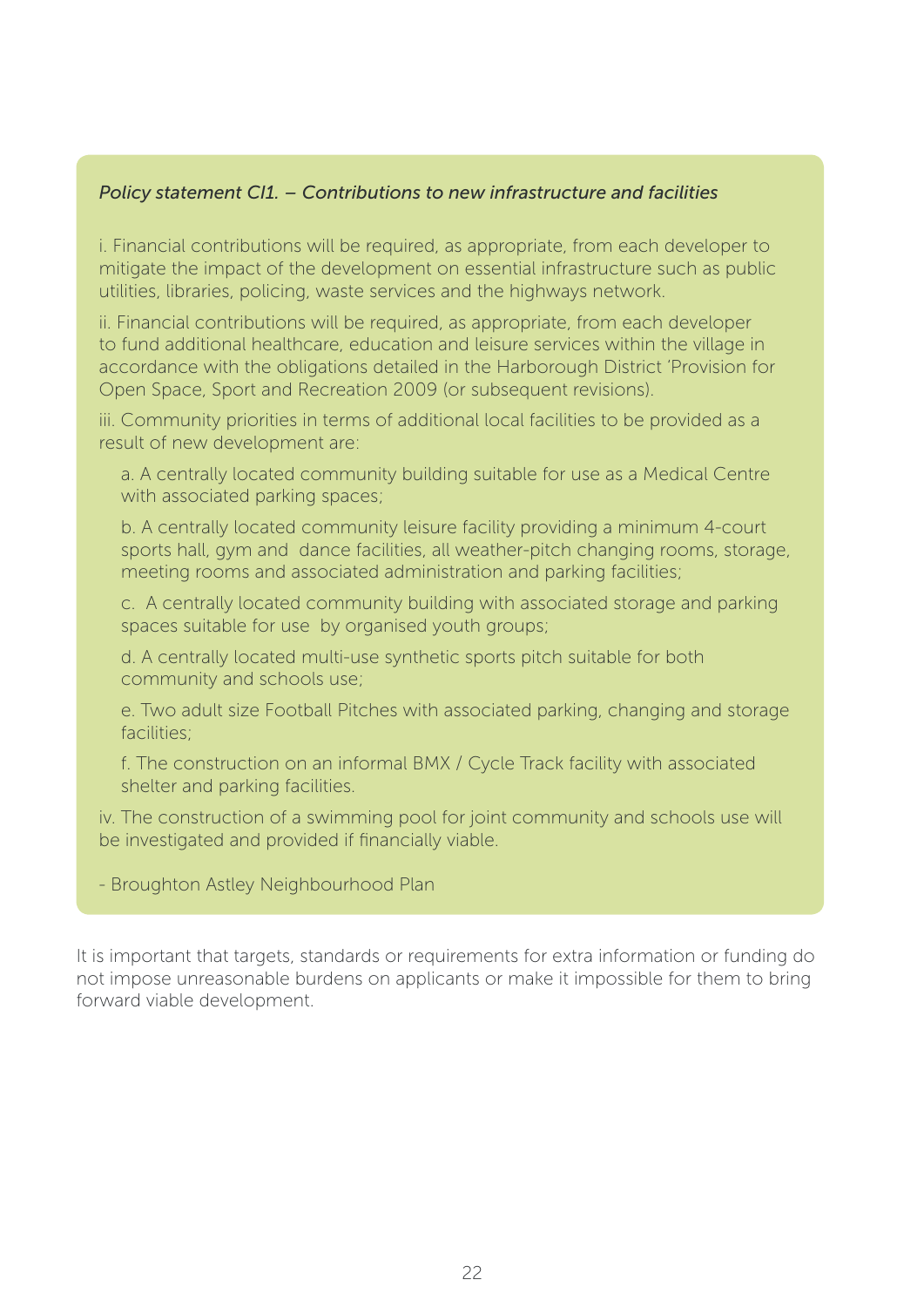*Policy statement CI1. – Contributions to new infrastructure and facilities*

i. Financial contributions will be required, as appropriate, from each developer to mitigate the impact of the development on essential infrastructure such as public utilities, libraries, policing, waste services and the highways network.

ii. Financial contributions will be required, as appropriate, from each developer to fund additional healthcare, education and leisure services within the village in accordance with the obligations detailed in the Harborough District 'Provision for Open Space, Sport and Recreation 2009 (or subsequent revisions).

iii. Community priorities in terms of additional local facilities to be provided as a result of new development are:

a. A centrally located community building suitable for use as a Medical Centre with associated parking spaces;

b. A centrally located community leisure facility providing a minimum 4-court sports hall, gym and dance facilities, all weather-pitch changing rooms, storage, meeting rooms and associated administration and parking facilities;

c. A centrally located community building with associated storage and parking spaces suitable for use by organised youth groups;

d. A centrally located multi-use synthetic sports pitch suitable for both community and schools use;

e. Two adult size Football Pitches with associated parking, changing and storage facilities;

f. The construction on an informal BMX / Cycle Track facility with associated shelter and parking facilities.

iv. The construction of a swimming pool for joint community and schools use will be investigated and provided if financially viable.

- Broughton Astley Neighbourhood Plan

It is important that targets, standards or requirements for extra information or funding do not impose unreasonable burdens on applicants or make it impossible for them to bring forward viable development.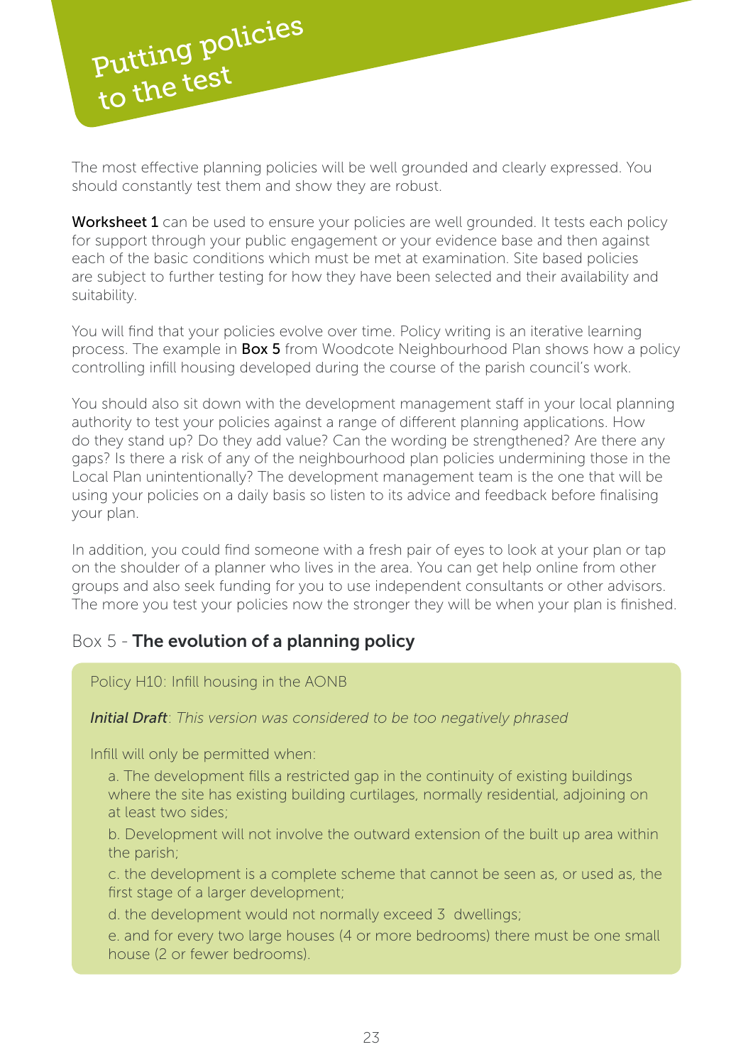# Putting policies to the test

The most effective planning policies will be well grounded and clearly expressed. You should constantly test them and show they are robust.

**Worksheet 1** can be used to ensure your policies are well grounded. It tests each policy for support through your public engagement or your evidence base and then against each of the basic conditions which must be met at examination. Site based policies are subject to further testing for how they have been selected and their availability and suitability.

You will find that your policies evolve over time. Policy writing is an iterative learning process. The example in **Box 5** from Woodcote Neighbourhood Plan shows how a policy controlling infill housing developed during the course of the parish council's work.

You should also sit down with the development management staff in your local planning authority to test your policies against a range of different planning applications. How do they stand up? Do they add value? Can the wording be strengthened? Are there any gaps? Is there a risk of any of the neighbourhood plan policies undermining those in the Local Plan unintentionally? The development management team is the one that will be using your policies on a daily basis so listen to its advice and feedback before finalising your plan.

In addition, you could find someone with a fresh pair of eyes to look at your plan or tap on the shoulder of a planner who lives in the area. You can get help online from other groups and also seek funding for you to use independent consultants or other advisors. The more you test your policies now the stronger they will be when your plan is finished.

## Box 5 - **The evolution of a planning policy**

Policy H10: Infill housing in the AONB

***Initial Draft***: *This version was considered to be too negatively phrased*

Infill will only be permitted when:

a. The development fills a restricted gap in the continuity of existing buildings where the site has existing building curtilages, normally residential, adjoining on at least two sides;

b. Development will not involve the outward extension of the built up area within the parish;

c. the development is a complete scheme that cannot be seen as, or used as, the first stage of a larger development;

d. the development would not normally exceed 3 dwellings;

e. and for every two large houses (4 or more bedrooms) there must be one small house (2 or fewer bedrooms).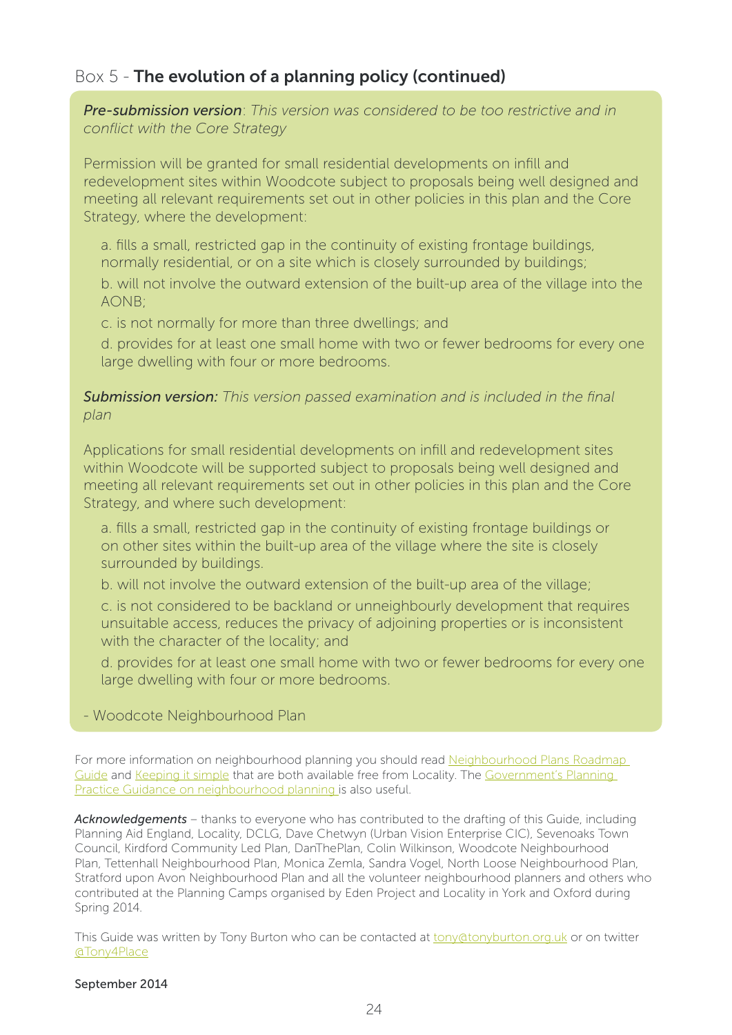## Box 5 - **The evolution of a planning policy (continued)**

***Pre-submission version***: *This version was considered to be too restrictive and in conflict with the Core Strategy*

Permission will be granted for small residential developments on infill and redevelopment sites within Woodcote subject to proposals being well designed and meeting all relevant requirements set out in other policies in this plan and the Core Strategy, where the development:

a. fills a small, restricted gap in the continuity of existing frontage buildings, normally residential, or on a site which is closely surrounded by buildings;

b. will not involve the outward extension of the built-up area of the village into the AONB;

c. is not normally for more than three dwellings; and

d. provides for at least one small home with two or fewer bedrooms for every one large dwelling with four or more bedrooms.

***Submission version:*** *This version passed examination and is included in the final plan*

Applications for small residential developments on infill and redevelopment sites within Woodcote will be supported subject to proposals being well designed and meeting all relevant requirements set out in other policies in this plan and the Core Strategy, and where such development:

a. fills a small, restricted gap in the continuity of existing frontage buildings or on other sites within the built-up area of the village where the site is closely surrounded by buildings.

b. will not involve the outward extension of the built-up area of the village;

c. is not considered to be backland or unneighbourly development that requires unsuitable access, reduces the privacy of adjoining properties or is inconsistent with the character of the locality; and

d. provides for at least one small home with two or fewer bedrooms for every one large dwelling with four or more bedrooms.

- Woodcote Neighbourhood Plan

For more information on neighbourhood planning you should read Neighbourhood Plans Roadmap Guide and Keeping it simple that are both available free from Locality. The Government's Planning Practice Guidance on neighbourhood planning is also useful.

***Acknowledgements*** – thanks to everyone who has contributed to the drafting of this Guide, including Planning Aid England, Locality, DCLG, Dave Chetwyn (Urban Vision Enterprise CIC), Sevenoaks Town Council, Kirdford Community Led Plan, DanThePlan, Colin Wilkinson, Woodcote Neighbourhood Plan, Tettenhall Neighbourhood Plan, Monica Zemla, Sandra Vogel, North Loose Neighbourhood Plan, Stratford upon Avon Neighbourhood Plan and all the volunteer neighbourhood planners and others who contributed at the Planning Camps organised by Eden Project and Locality in York and Oxford during Spring 2014.

This Guide was written by Tony Burton who can be contacted at tony@tonyburton.org.uk or on twitter @Tony4Place

September 2014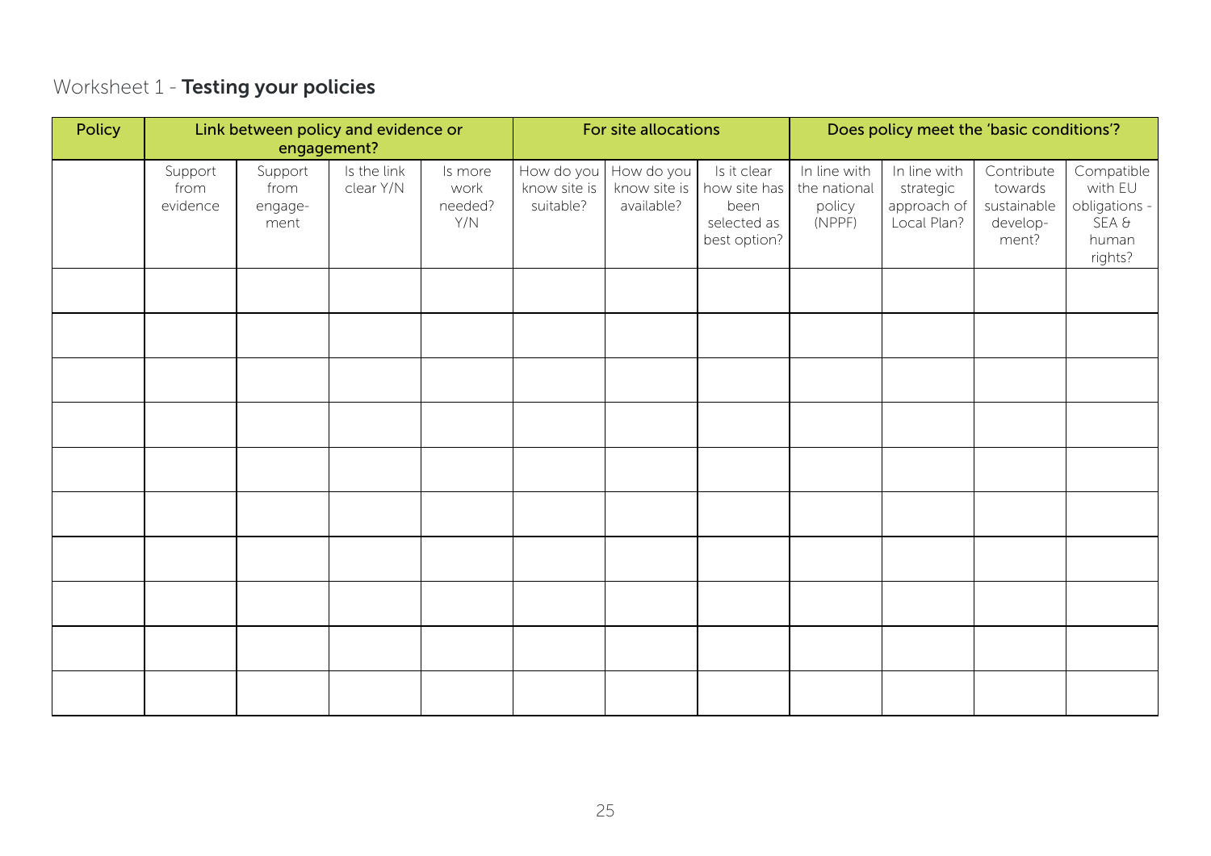## Worksheet 1 - **Testing your policies**

| Policy | Link between policy and evidence or engagement? | | | | For site allocations | | | Does policy meet the 'basic conditions'? | | | |
|---|---|---|---|---|---|---|---|---|---|---|---|
| | Support from evidence | Support from engage-ment | Is the link clear Y/N | Is more work needed? Y/N | How do you know site is suitable? | How do you know site is available? | Is it clear how site has been selected as best option? | In line with the national policy (NPPF) | In line with strategic approach of Local Plan? | Contribute towards sustainable develop-ment? | Compatible with EU obligations - SEA & human rights? |
| | | | | | | | | | | | |
| | | | | | | | | | | | |
| | | | | | | | | | | | |
| | | | | | | | | | | | |
| | | | | | | | | | | | |
| | | | | | | | | | | | |
| | | | | | | | | | | | |
| | | | | | | | | | | | |
| | | | | | | | | | | | |
| | | | | | | | | | | | |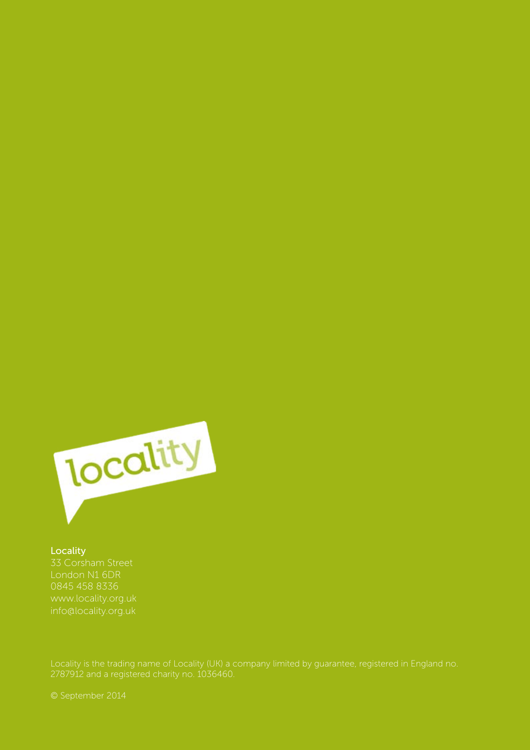locality

**Locality**
33 Corsham Street
London N1 6DR
0845 458 8336
www.locality.org.uk
info@locality.org.uk

Locality is the trading name of Locality (UK) a company limited by guarantee, registered in England no. 2787912 and a registered charity no. 1036460.

© September 2014